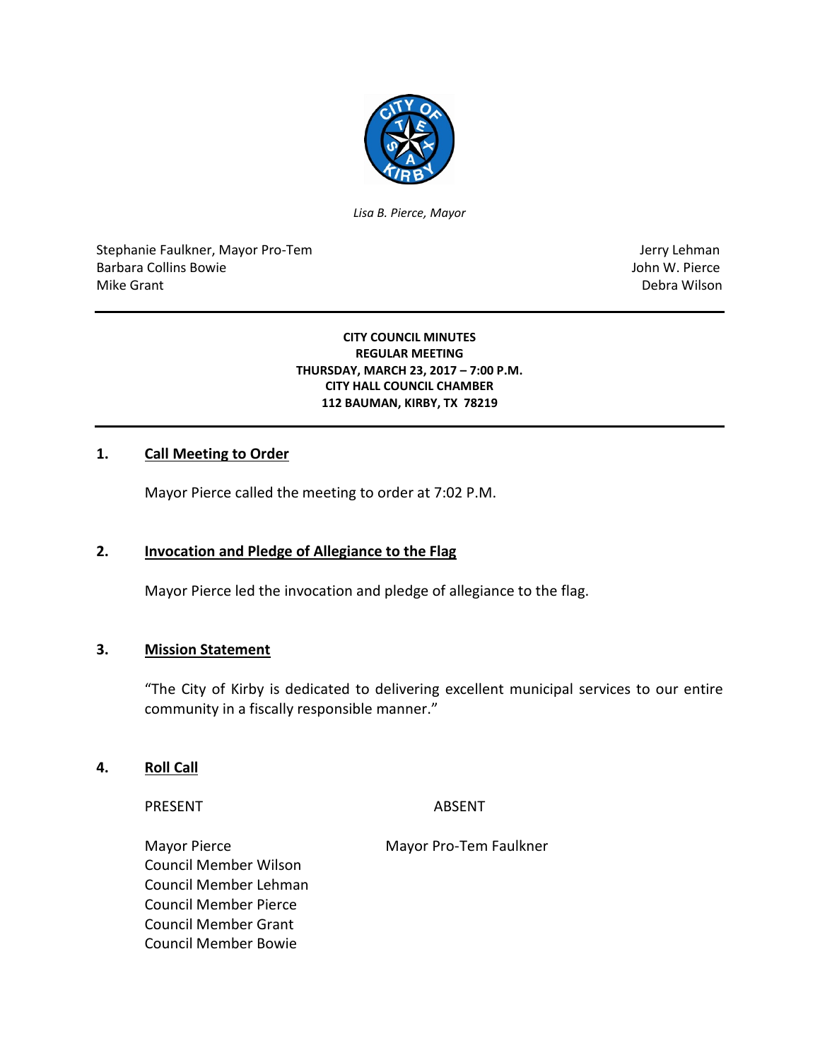*Lisa B. Pierce, Mayor*

Stephanie Faulkner, Mayor Pro-Tem
Barbara Collins Bowie
Mike Grant

Jerry Lehman
John W. Pierce
Debra Wilson

**CITY COUNCIL MINUTES**
**REGULAR MEETING**
**THURSDAY, MARCH 23, 2017 – 7:00 P.M.**
**CITY HALL COUNCIL CHAMBER**
**112 BAUMAN, KIRBY, TX 78219**

## 1. Call Meeting to Order

Mayor Pierce called the meeting to order at 7:02 P.M.

## 2. Invocation and Pledge of Allegiance to the Flag

Mayor Pierce led the invocation and pledge of allegiance to the flag.

## 3. Mission Statement

"The City of Kirby is dedicated to delivering excellent municipal services to our entire community in a fiscally responsible manner."

## 4. Roll Call

| PRESENT | ABSENT |
|---|---|
| Mayor Pierce | Mayor Pro-Tem Faulkner |
| Council Member Wilson | |
| Council Member Lehman | |
| Council Member Pierce | |
| Council Member Grant | |
| Council Member Bowie | |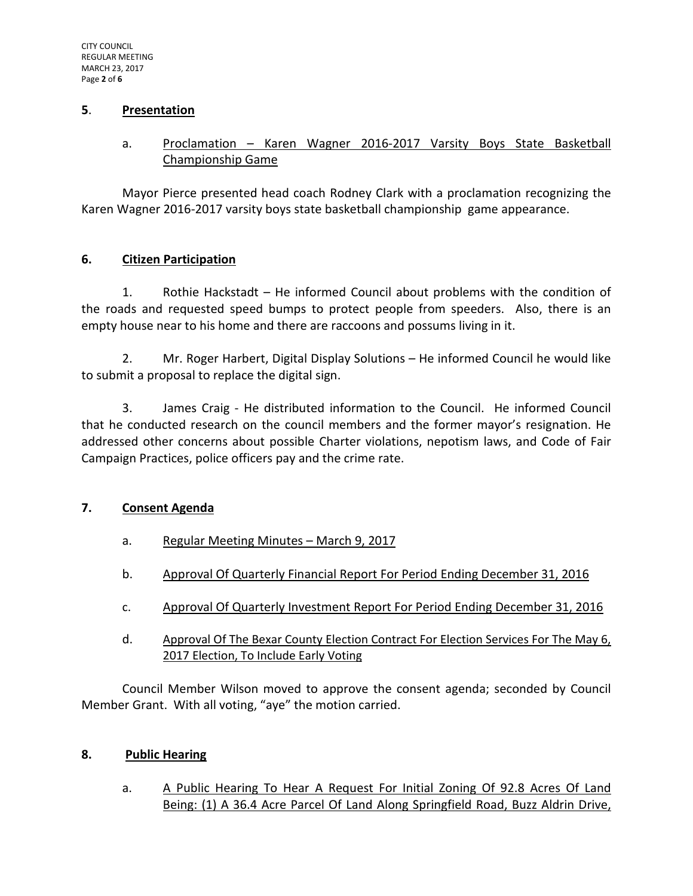## 5. Presentation

a. Proclamation – Karen Wagner 2016-2017 Varsity Boys State Basketball Championship Game

Mayor Pierce presented head coach Rodney Clark with a proclamation recognizing the Karen Wagner 2016-2017 varsity boys state basketball championship game appearance.

## 6. Citizen Participation

1. Rothie Hackstadt – He informed Council about problems with the condition of the roads and requested speed bumps to protect people from speeders. Also, there is an empty house near to his home and there are raccoons and possums living in it.

2. Mr. Roger Harbert, Digital Display Solutions – He informed Council he would like to submit a proposal to replace the digital sign.

3. James Craig - He distributed information to the Council. He informed Council that he conducted research on the council members and the former mayor's resignation. He addressed other concerns about possible Charter violations, nepotism laws, and Code of Fair Campaign Practices, police officers pay and the crime rate.

## 7. Consent Agenda

a. Regular Meeting Minutes – March 9, 2017

b. Approval Of Quarterly Financial Report For Period Ending December 31, 2016

c. Approval Of Quarterly Investment Report For Period Ending December 31, 2016

d. Approval Of The Bexar County Election Contract For Election Services For The May 6, 2017 Election, To Include Early Voting

Council Member Wilson moved to approve the consent agenda; seconded by Council Member Grant. With all voting, "aye" the motion carried.

## 8. Public Hearing

a. A Public Hearing To Hear A Request For Initial Zoning Of 92.8 Acres Of Land Being: (1) A 36.4 Acre Parcel Of Land Along Springfield Road, Buzz Aldrin Drive,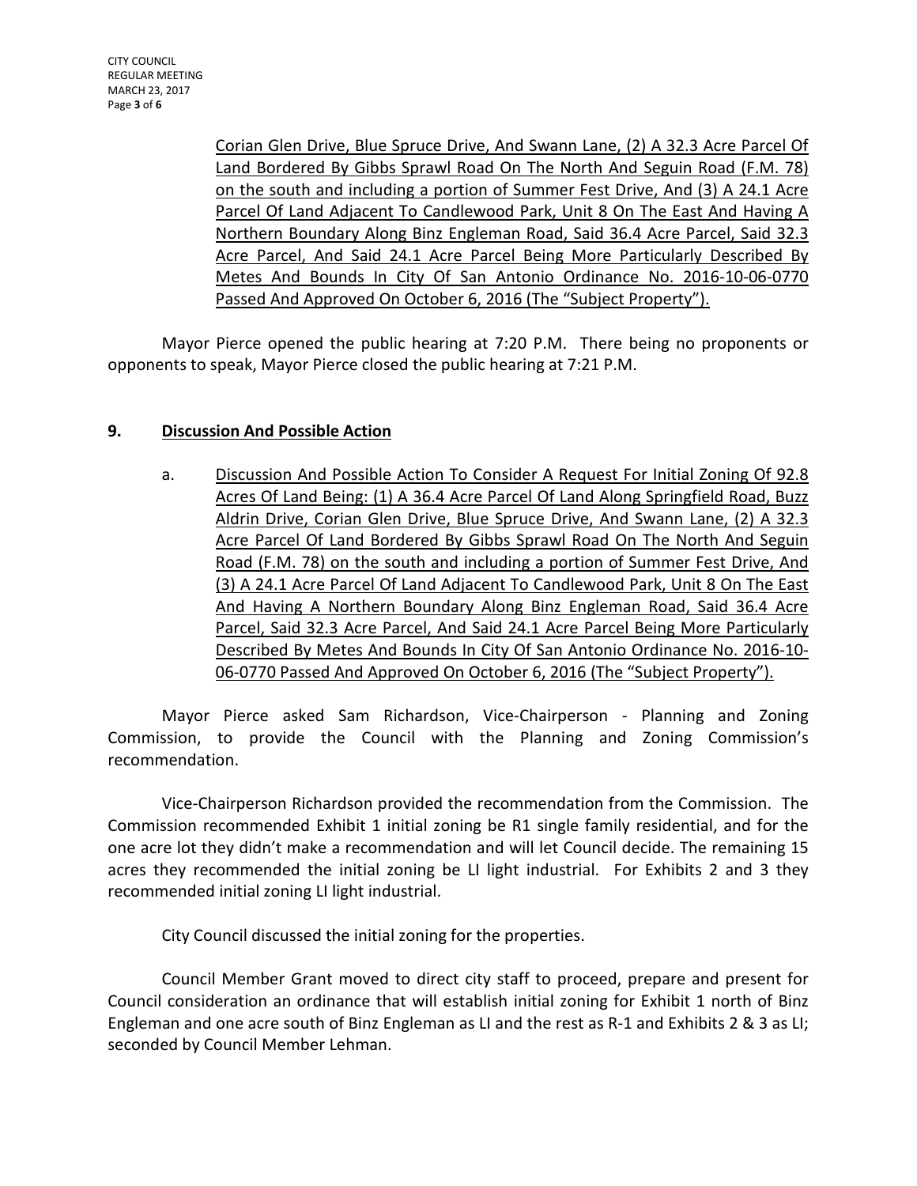<u>Corian Glen Drive, Blue Spruce Drive, And Swann Lane, (2) A 32.3 Acre Parcel Of Land Bordered By Gibbs Sprawl Road On The North And Seguin Road (F.M. 78) on the south and including a portion of Summer Fest Drive, And (3) A 24.1 Acre Parcel Of Land Adjacent To Candlewood Park, Unit 8 On The East And Having A Northern Boundary Along Binz Engleman Road, Said 36.4 Acre Parcel, Said 32.3 Acre Parcel, And Said 24.1 Acre Parcel Being More Particularly Described By Metes And Bounds In City Of San Antonio Ordinance No. 2016-10-06-0770 Passed And Approved On October 6, 2016 (The "Subject Property").</u>

Mayor Pierce opened the public hearing at 7:20 P.M. There being no proponents or opponents to speak, Mayor Pierce closed the public hearing at 7:21 P.M.

## 9. <u>Discussion And Possible Action</u>

a. <u>Discussion And Possible Action To Consider A Request For Initial Zoning Of 92.8 Acres Of Land Being: (1) A 36.4 Acre Parcel Of Land Along Springfield Road, Buzz Aldrin Drive, Corian Glen Drive, Blue Spruce Drive, And Swann Lane, (2) A 32.3 Acre Parcel Of Land Bordered By Gibbs Sprawl Road On The North And Seguin Road (F.M. 78) on the south and including a portion of Summer Fest Drive, And (3) A 24.1 Acre Parcel Of Land Adjacent To Candlewood Park, Unit 8 On The East And Having A Northern Boundary Along Binz Engleman Road, Said 36.4 Acre Parcel, Said 32.3 Acre Parcel, And Said 24.1 Acre Parcel Being More Particularly Described By Metes And Bounds In City Of San Antonio Ordinance No. 2016-10-06-0770 Passed And Approved On October 6, 2016 (The "Subject Property").</u>

Mayor Pierce asked Sam Richardson, Vice-Chairperson - Planning and Zoning Commission, to provide the Council with the Planning and Zoning Commission's recommendation.

Vice-Chairperson Richardson provided the recommendation from the Commission. The Commission recommended Exhibit 1 initial zoning be R1 single family residential, and for the one acre lot they didn't make a recommendation and will let Council decide. The remaining 15 acres they recommended the initial zoning be LI light industrial. For Exhibits 2 and 3 they recommended initial zoning LI light industrial.

City Council discussed the initial zoning for the properties.

Council Member Grant moved to direct city staff to proceed, prepare and present for Council consideration an ordinance that will establish initial zoning for Exhibit 1 north of Binz Engleman and one acre south of Binz Engleman as LI and the rest as R-1 and Exhibits 2 & 3 as LI; seconded by Council Member Lehman.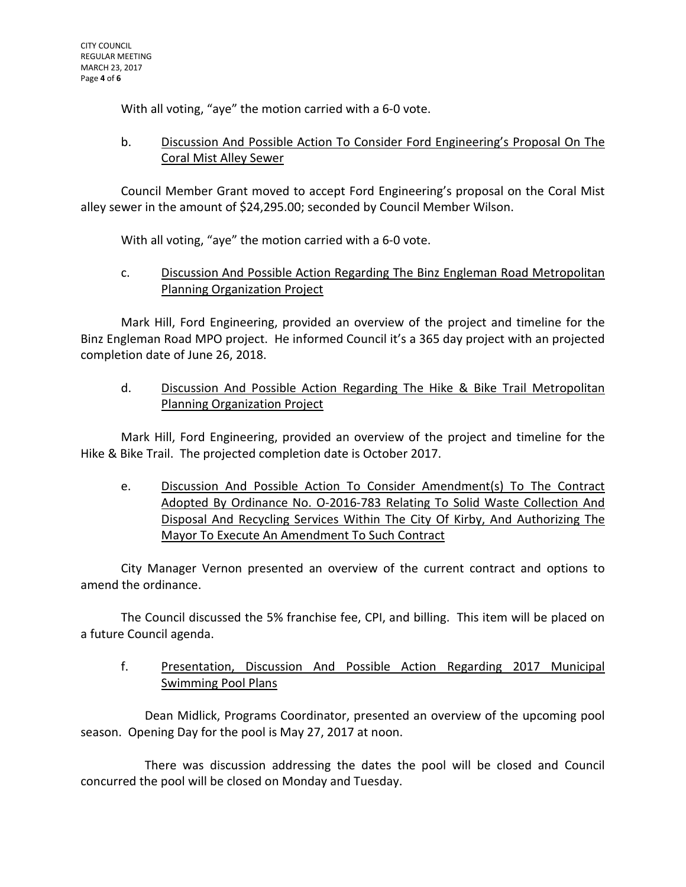With all voting, “aye” the motion carried with a 6-0 vote.

b. <u>Discussion And Possible Action To Consider Ford Engineering’s Proposal On The Coral Mist Alley Sewer</u>

Council Member Grant moved to accept Ford Engineering’s proposal on the Coral Mist alley sewer in the amount of $24,295.00; seconded by Council Member Wilson.

With all voting, “aye” the motion carried with a 6-0 vote.

c. <u>Discussion And Possible Action Regarding The Binz Engleman Road Metropolitan Planning Organization Project</u>

Mark Hill, Ford Engineering, provided an overview of the project and timeline for the Binz Engleman Road MPO project. He informed Council it’s a 365 day project with an projected completion date of June 26, 2018.

d. <u>Discussion And Possible Action Regarding The Hike & Bike Trail Metropolitan Planning Organization Project</u>

Mark Hill, Ford Engineering, provided an overview of the project and timeline for the Hike & Bike Trail. The projected completion date is October 2017.

e. <u>Discussion And Possible Action To Consider Amendment(s) To The Contract Adopted By Ordinance No. O-2016-783 Relating To Solid Waste Collection And Disposal And Recycling Services Within The City Of Kirby, And Authorizing The Mayor To Execute An Amendment To Such Contract</u>

City Manager Vernon presented an overview of the current contract and options to amend the ordinance.

The Council discussed the 5% franchise fee, CPI, and billing. This item will be placed on a future Council agenda.

f. <u>Presentation, Discussion And Possible Action Regarding 2017 Municipal Swimming Pool Plans</u>

Dean Midlick, Programs Coordinator, presented an overview of the upcoming pool season. Opening Day for the pool is May 27, 2017 at noon.

There was discussion addressing the dates the pool will be closed and Council concurred the pool will be closed on Monday and Tuesday.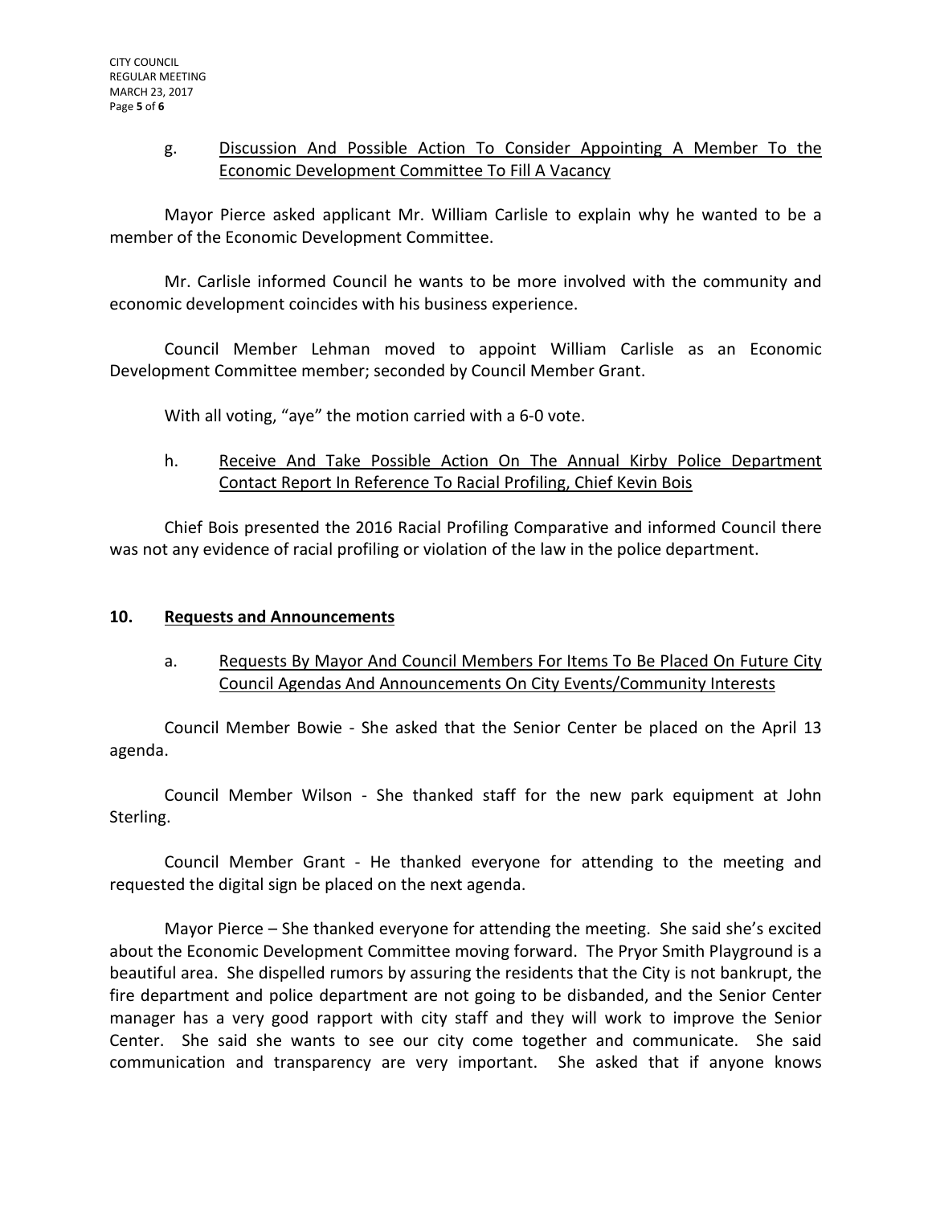g. Discussion And Possible Action To Consider Appointing A Member To the Economic Development Committee To Fill A Vacancy

Mayor Pierce asked applicant Mr. William Carlisle to explain why he wanted to be a member of the Economic Development Committee.

Mr. Carlisle informed Council he wants to be more involved with the community and economic development coincides with his business experience.

Council Member Lehman moved to appoint William Carlisle as an Economic Development Committee member; seconded by Council Member Grant.

With all voting, "aye" the motion carried with a 6-0 vote.

h. Receive And Take Possible Action On The Annual Kirby Police Department Contact Report In Reference To Racial Profiling, Chief Kevin Bois

Chief Bois presented the 2016 Racial Profiling Comparative and informed Council there was not any evidence of racial profiling or violation of the law in the police department.

## 10. Requests and Announcements

a. Requests By Mayor And Council Members For Items To Be Placed On Future City Council Agendas And Announcements On City Events/Community Interests

Council Member Bowie - She asked that the Senior Center be placed on the April 13 agenda.

Council Member Wilson - She thanked staff for the new park equipment at John Sterling.

Council Member Grant - He thanked everyone for attending to the meeting and requested the digital sign be placed on the next agenda.

Mayor Pierce – She thanked everyone for attending the meeting. She said she's excited about the Economic Development Committee moving forward. The Pryor Smith Playground is a beautiful area. She dispelled rumors by assuring the residents that the City is not bankrupt, the fire department and police department are not going to be disbanded, and the Senior Center manager has a very good rapport with city staff and they will work to improve the Senior Center. She said she wants to see our city come together and communicate. She said communication and transparency are very important. She asked that if anyone knows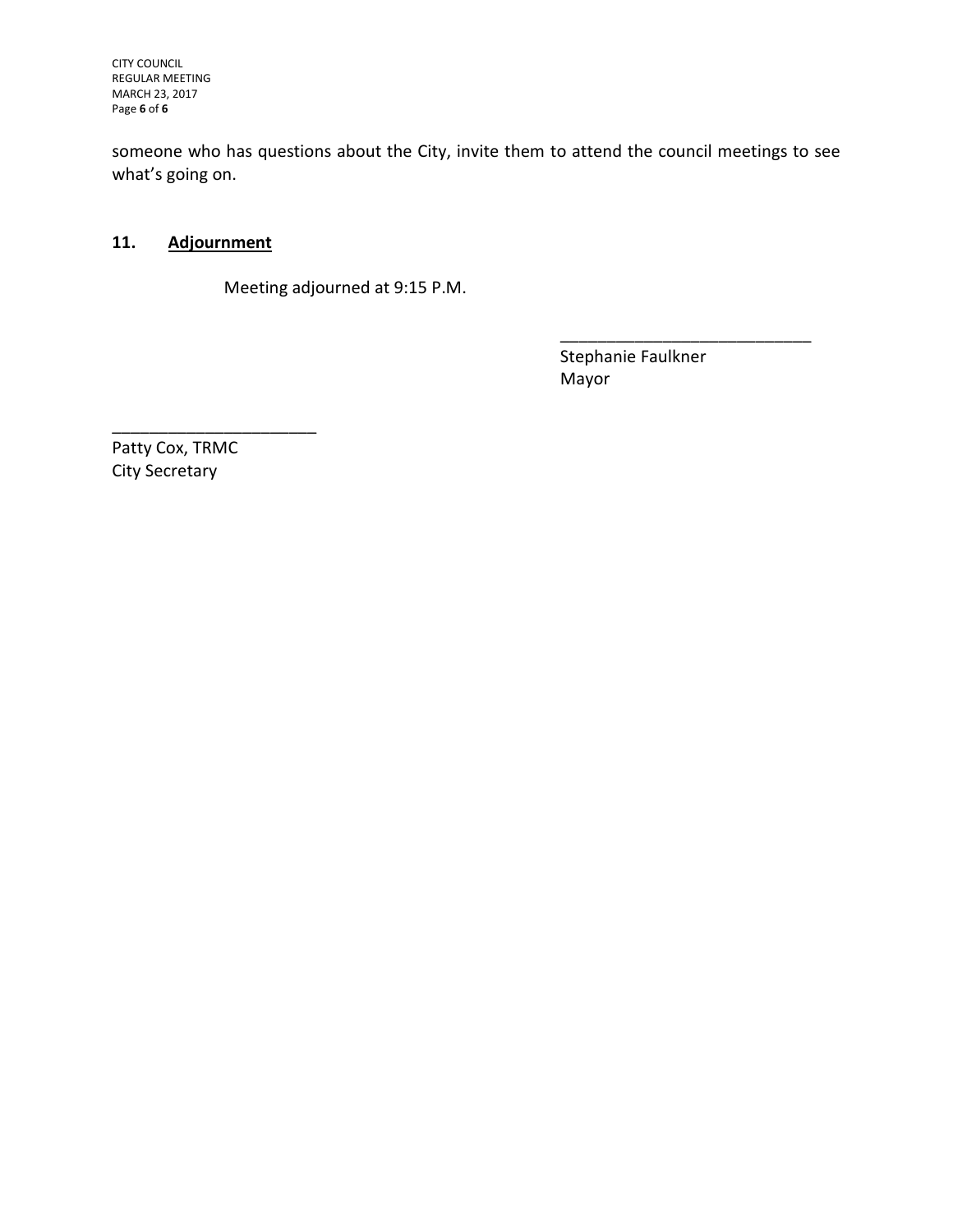someone who has questions about the City, invite them to attend the council meetings to see what's going on.

## 11. **Adjournment**

Meeting adjourned at 9:15 P.M.

\_\_\_\_\_\_\_\_\_\_\_\_\_\_\_\_\_\_\_\_\_\_\_\_\_\_\_
Stephanie Faulkner
Mayor

\_\_\_\_\_\_\_\_\_\_\_\_\_\_\_\_\_\_\_\_\_\_
Patty Cox, TRMC
City Secretary